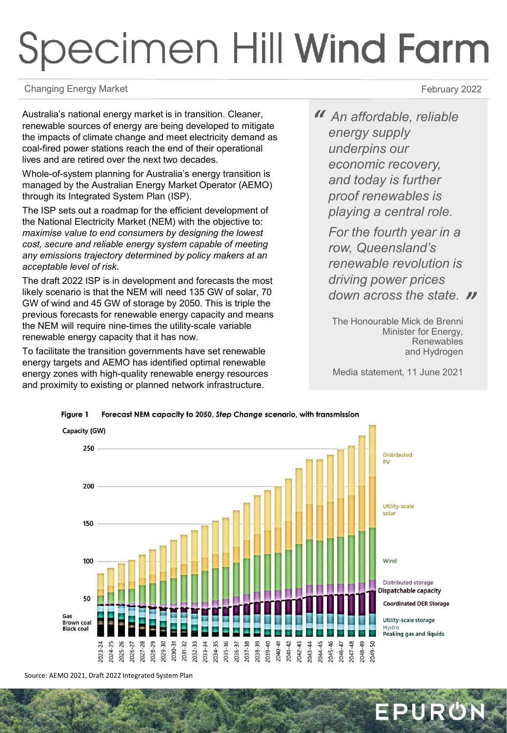# Specimen Hill **Wind Farm**

Changing Energy Market

February 2022

Australia's national energy market is in transition. Cleaner, renewable sources of energy are being developed to mitigate the impacts of climate change and meet electricity demand as coal-fired power stations reach the end of their operational lives and are retired over the next two decades.

Whole-of-system planning for Australia's energy transition is managed by the Australian Energy Market Operator (AEMO) through its Integrated System Plan (ISP).

The ISP sets out a roadmap for the efficient development of the National Electricity Market (NEM) with the objective to: *maximise value to end consumers by designing the lowest cost, secure and reliable energy system capable of meeting any emissions trajectory determined by policy makers at an acceptable level of risk.*

The draft 2022 ISP is in development and forecasts the most likely scenario is that the NEM will need 135 GW of solar, 70 GW of wind and 45 GW of storage by 2050. This is triple the previous forecasts for renewable energy capacity and means the NEM will require nine-times the utility-scale variable renewable energy capacity that it has now.

To facilitate the transition governments have set renewable energy targets and AEMO has identified optimal renewable energy zones with high-quality renewable energy resources and proximity to existing or planned network infrastructure.

> *"An affordable, reliable energy supply underpins our economic recovery, and today is further proof renewables is playing a central role.*
>
> *For the fourth year in a row, Queensland's renewable revolution is driving power prices down across the state."*
>
> The Honourable Mick de Brenni
> Minister for Energy, Renewables and Hydrogen
>
> Media statement, 11 June 2021

**Figure 1 Forecast NEM capacity to 2050, *Step Change* scenario, with transmission**

Source: AEMO 2021, Draft 2022 Integrated System Plan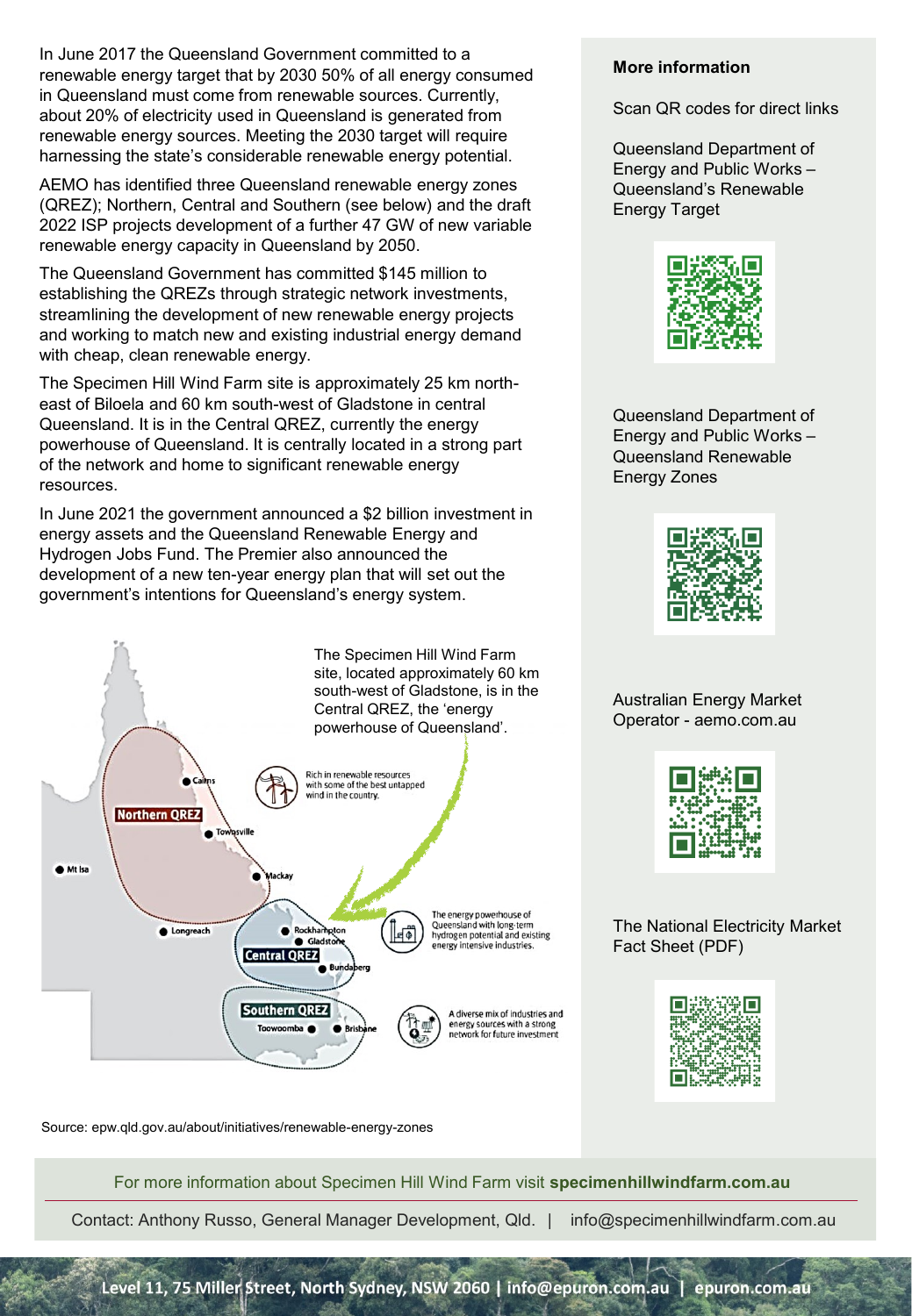In June 2017 the Queensland Government committed to a renewable energy target that by 2030 50% of all energy consumed in Queensland must come from renewable sources. Currently, about 20% of electricity used in Queensland is generated from renewable energy sources. Meeting the 2030 target will require harnessing the state's considerable renewable energy potential.

AEMO has identified three Queensland renewable energy zones (QREZ); Northern, Central and Southern (see below) and the draft 2022 ISP projects development of a further 47 GW of new variable renewable energy capacity in Queensland by 2050.

The Queensland Government has committed $145 million to establishing the QREZs through strategic network investments, streamlining the development of new renewable energy projects and working to match new and existing industrial energy demand with cheap, clean renewable energy.

The Specimen Hill Wind Farm site is approximately 25 km north-east of Biloela and 60 km south-west of Gladstone in central Queensland. It is in the Central QREZ, currently the energy powerhouse of Queensland. It is centrally located in a strong part of the network and home to significant renewable energy resources.

In June 2021 the government announced a $2 billion investment in energy assets and the Queensland Renewable Energy and Hydrogen Jobs Fund. The Premier also announced the development of a new ten-year energy plan that will set out the government's intentions for Queensland's energy system.

The Specimen Hill Wind Farm site, located approximately 60 km south-west of Gladstone, is in the Central QREZ, the 'energy powerhouse of Queensland'.

Cairns
Northern QREZ
Townsville
Mt Isa
Mackay
Longreach
Rockhampton
Gladstone
Central QREZ
Bundaberg
Southern QREZ
Toowoomba
Brisbane

Rich in renewable resources with some of the best untapped wind in the country.

The energy powerhouse of Queensland with long-term hydrogen potential and existing energy intensive industries.

A diverse mix of industries and energy sources with a strong network for future investment

Source: epw.qld.gov.au/about/initiatives/renewable-energy-zones

**More information**

Scan QR codes for direct links

Queensland Department of Energy and Public Works – Queensland's Renewable Energy Target

Queensland Department of Energy and Public Works – Queensland Renewable Energy Zones

Australian Energy Market Operator - aemo.com.au

The National Electricity Market Fact Sheet (PDF)

For more information about Specimen Hill Wind Farm visit **specimenhillwindfarm.com.au**

Contact: Anthony Russo, General Manager Development, Qld. | info@specimenhillwindfarm.com.au

**Level 11, 75 Miller Street, North Sydney, NSW 2060 | info@epuron.com.au | epuron.com.au**